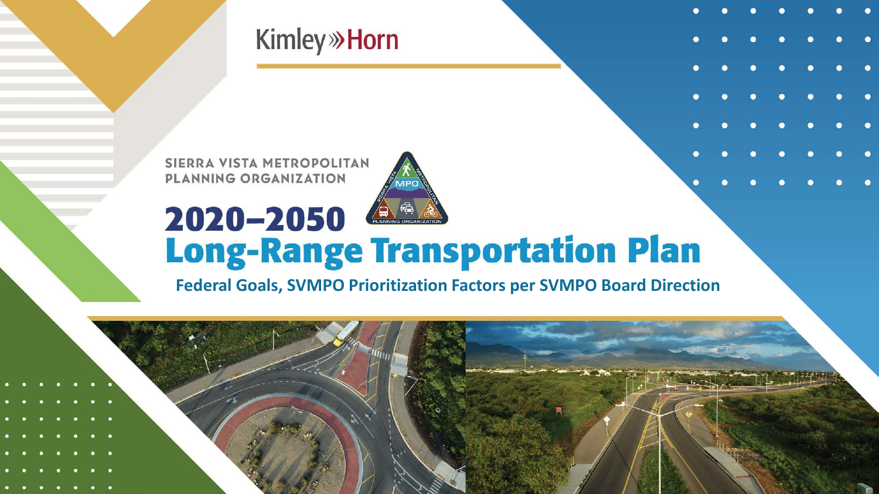Kimley»Horn

SIERRA VISTA METROPOLITAN PLANNING ORGANIZATION

# 2020–2050 Long-Range Transportation Plan

**Federal Goals, SVMPO Prioritization Factors per SVMPO Board Direction**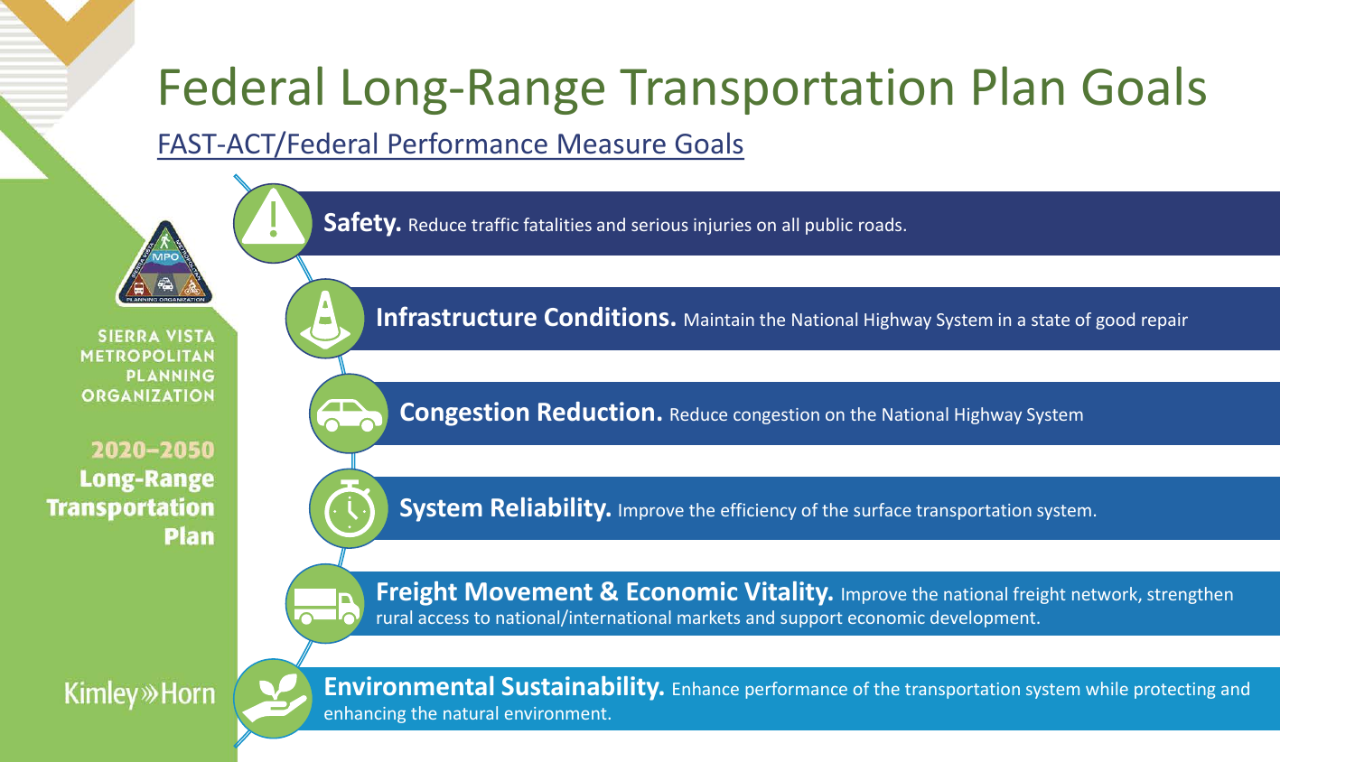# Federal Long-Range Transportation Plan Goals

FAST-ACT/Federal Performance Measure Goals

- **Safety.** Reduce traffic fatalities and serious injuries on all public roads.
- **Infrastructure Conditions.** Maintain the National Highway System in a state of good repair
- **Congestion Reduction.** Reduce congestion on the National Highway System
- **System Reliability.** Improve the efficiency of the surface transportation system.
- **Freight Movement & Economic Vitality.** Improve the national freight network, strengthen rural access to national/international markets and support economic development.
- **Environmental Sustainability.** Enhance performance of the transportation system while protecting and enhancing the natural environment.

SIERRA VISTA METROPOLITAN PLANNING ORGANIZATION

**2020–2050 Long-Range Transportation Plan**

Kimley»Horn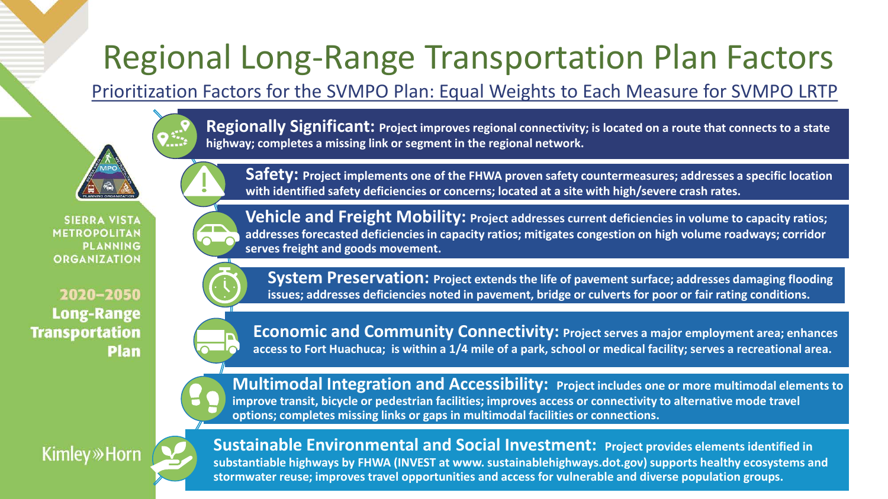# Regional Long-Range Transportation Plan Factors

Prioritization Factors for the SVMPO Plan: Equal Weights to Each Measure for SVMPO LRTP

**Regionally Significant:** Project improves regional connectivity; is located on a route that connects to a state highway; completes a missing link or segment in the regional network.

**Safety:** Project implements one of the FHWA proven safety countermeasures; addresses a specific location with identified safety deficiencies or concerns; located at a site with high/severe crash rates.

**Vehicle and Freight Mobility:** Project addresses current deficiencies in volume to capacity ratios; addresses forecasted deficiencies in capacity ratios; mitigates congestion on high volume roadways; corridor serves freight and goods movement.

**System Preservation:** Project extends the life of pavement surface; addresses damaging flooding issues; addresses deficiencies noted in pavement, bridge or culverts for poor or fair rating conditions.

**Economic and Community Connectivity:** Project serves a major employment area; enhances access to Fort Huachuca; is within a 1/4 mile of a park, school or medical facility; serves a recreational area.

**Multimodal Integration and Accessibility:** Project includes one or more multimodal elements to improve transit, bicycle or pedestrian facilities; improves access or connectivity to alternative mode travel options; completes missing links or gaps in multimodal facilities or connections.

**Sustainable Environmental and Social Investment:** Project provides elements identified in substantiable highways by FHWA (INVEST at www. sustainablehighways.dot.gov) supports healthy ecosystems and stormwater reuse; improves travel opportunities and access for vulnerable and diverse population groups.

SIERRA VISTA METROPOLITAN PLANNING ORGANIZATION

2020–2050 Long-Range Transportation Plan

Kimley»Horn